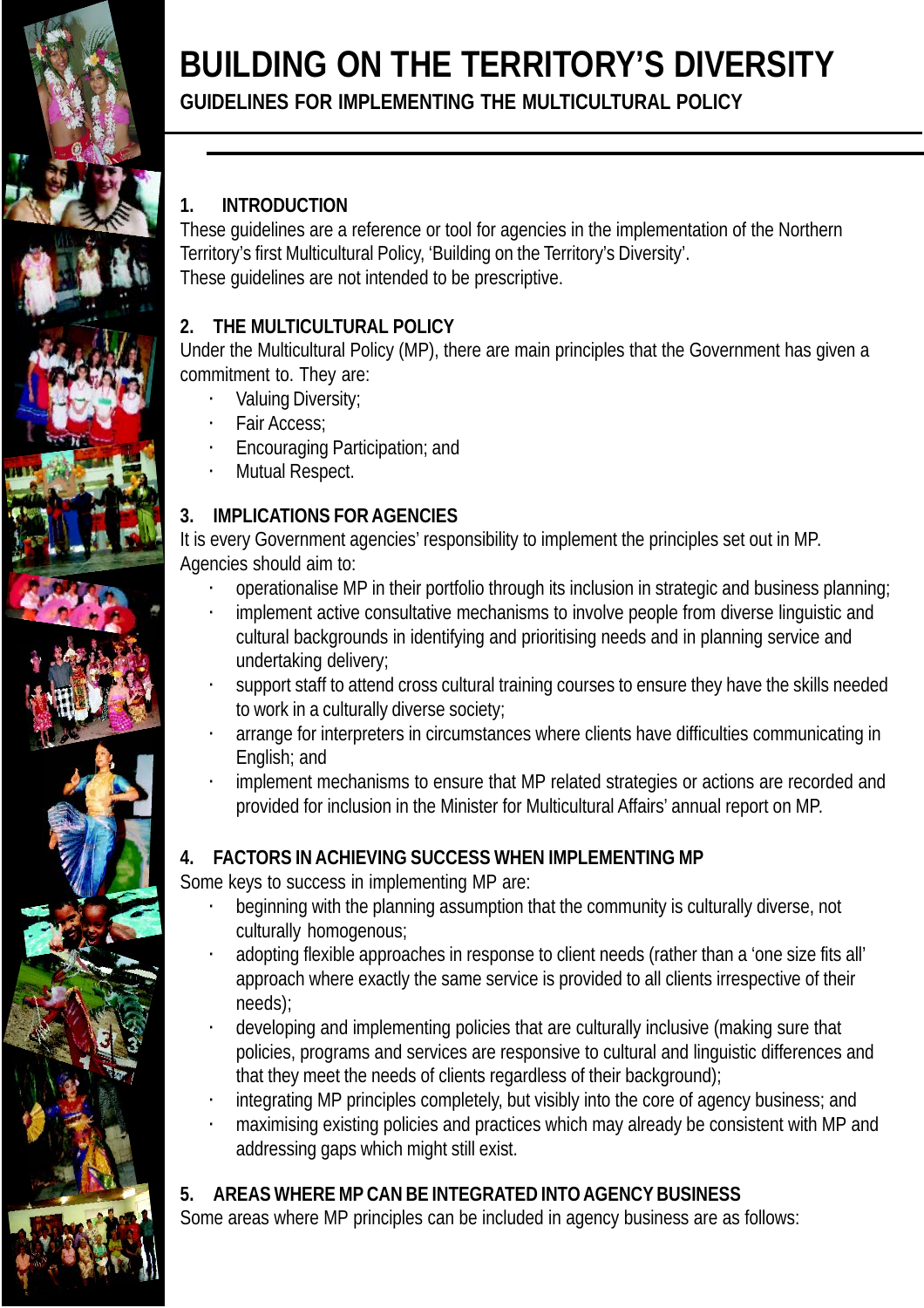# BUILDING ON THE TERRITORY'S DIVERSITY

## GUIDELINES FOR IMPLEMENTING THE MULTICULTURAL POLICY

### 1. INTRODUCTION

These guidelines are a reference or tool for agencies in the implementation of the Northern Territory's first Multicultural Policy, 'Building on the Territory's Diversity'.
These guidelines are not intended to be prescriptive.

### 2. THE MULTICULTURAL POLICY

Under the Multicultural Policy (MP), there are main principles that the Government has given a commitment to. They are:

- Valuing Diversity;
- Fair Access;
- Encouraging Participation; and
- Mutual Respect.

### 3. IMPLICATIONS FOR AGENCIES

It is every Government agencies' responsibility to implement the principles set out in MP.
Agencies should aim to:

- operationalise MP in their portfolio through its inclusion in strategic and business planning;
- implement active consultative mechanisms to involve people from diverse linguistic and cultural backgrounds in identifying and prioritising needs and in planning service and undertaking delivery;
- support staff to attend cross cultural training courses to ensure they have the skills needed to work in a culturally diverse society;
- arrange for interpreters in circumstances where clients have difficulties communicating in English; and
- implement mechanisms to ensure that MP related strategies or actions are recorded and provided for inclusion in the Minister for Multicultural Affairs' annual report on MP.

### 4. FACTORS IN ACHIEVING SUCCESS WHEN IMPLEMENTING MP

Some keys to success in implementing MP are:

- beginning with the planning assumption that the community is culturally diverse, not culturally homogenous;
- adopting flexible approaches in response to client needs (rather than a 'one size fits all' approach where exactly the same service is provided to all clients irrespective of their needs);
- developing and implementing policies that are culturally inclusive (making sure that policies, programs and services are responsive to cultural and linguistic differences and that they meet the needs of clients regardless of their background);
- integrating MP principles completely, but visibly into the core of agency business; and
- maximising existing policies and practices which may already be consistent with MP and addressing gaps which might still exist.

### 5. AREAS WHERE MP CAN BE INTEGRATED INTO AGENCY BUSINESS

Some areas where MP principles can be included in agency business are as follows: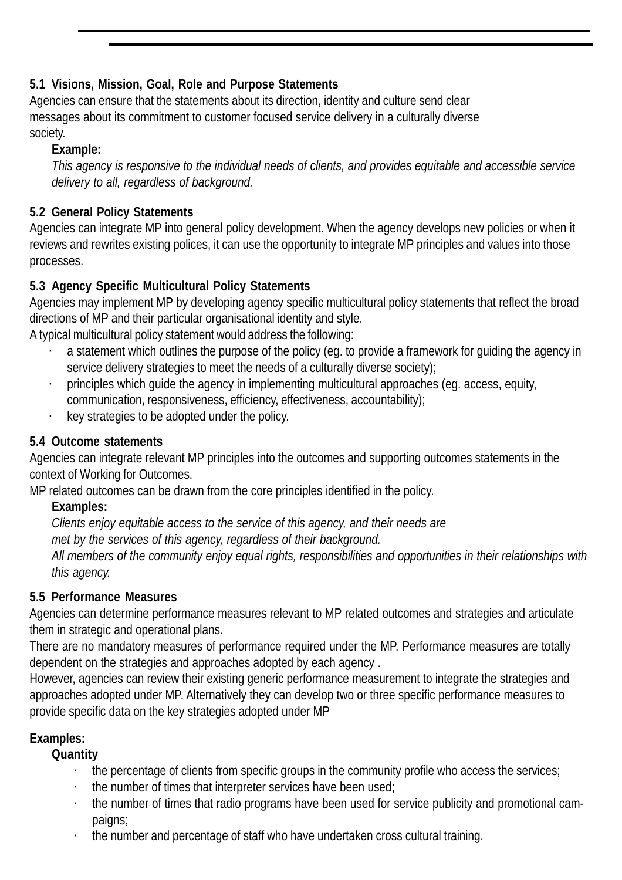### 5.1 Visions, Mission, Goal, Role and Purpose Statements

Agencies can ensure that the statements about its direction, identity and culture send clear messages about its commitment to customer focused service delivery in a culturally diverse society.

**Example:**

*This agency is responsive to the individual needs of clients, and provides equitable and accessible service delivery to all, regardless of background.*

### 5.2 General Policy Statements

Agencies can integrate MP into general policy development. When the agency develops new policies or when it reviews and rewrites existing polices, it can use the opportunity to integrate MP principles and values into those processes.

### 5.3 Agency Specific Multicultural Policy Statements

Agencies may implement MP by developing agency specific multicultural policy statements that reflect the broad directions of MP and their particular organisational identity and style.

A typical multicultural policy statement would address the following:

- a statement which outlines the purpose of the policy (eg. to provide a framework for guiding the agency in service delivery strategies to meet the needs of a culturally diverse society);
- principles which guide the agency in implementing multicultural approaches (eg. access, equity, communication, responsiveness, efficiency, effectiveness, accountability);
- key strategies to be adopted under the policy.

### 5.4 Outcome statements

Agencies can integrate relevant MP principles into the outcomes and supporting outcomes statements in the context of Working for Outcomes.

MP related outcomes can be drawn from the core principles identified in the policy.

**Examples:**

*Clients enjoy equitable access to the service of this agency, and their needs are met by the services of this agency, regardless of their background.*

*All members of the community enjoy equal rights, responsibilities and opportunities in their relationships with this agency.*

### 5.5 Performance Measures

Agencies can determine performance measures relevant to MP related outcomes and strategies and articulate them in strategic and operational plans.

There are no mandatory measures of performance required under the MP. Performance measures are totally dependent on the strategies and approaches adopted by each agency .

However, agencies can review their existing generic performance measurement to integrate the strategies and approaches adopted under MP. Alternatively they can develop two or three specific performance measures to provide specific data on the key strategies adopted under MP

**Examples:**

**Quantity**

- the percentage of clients from specific groups in the community profile who access the services;
- the number of times that interpreter services have been used;
- the number of times that radio programs have been used for service publicity and promotional campaigns;
- the number and percentage of staff who have undertaken cross cultural training.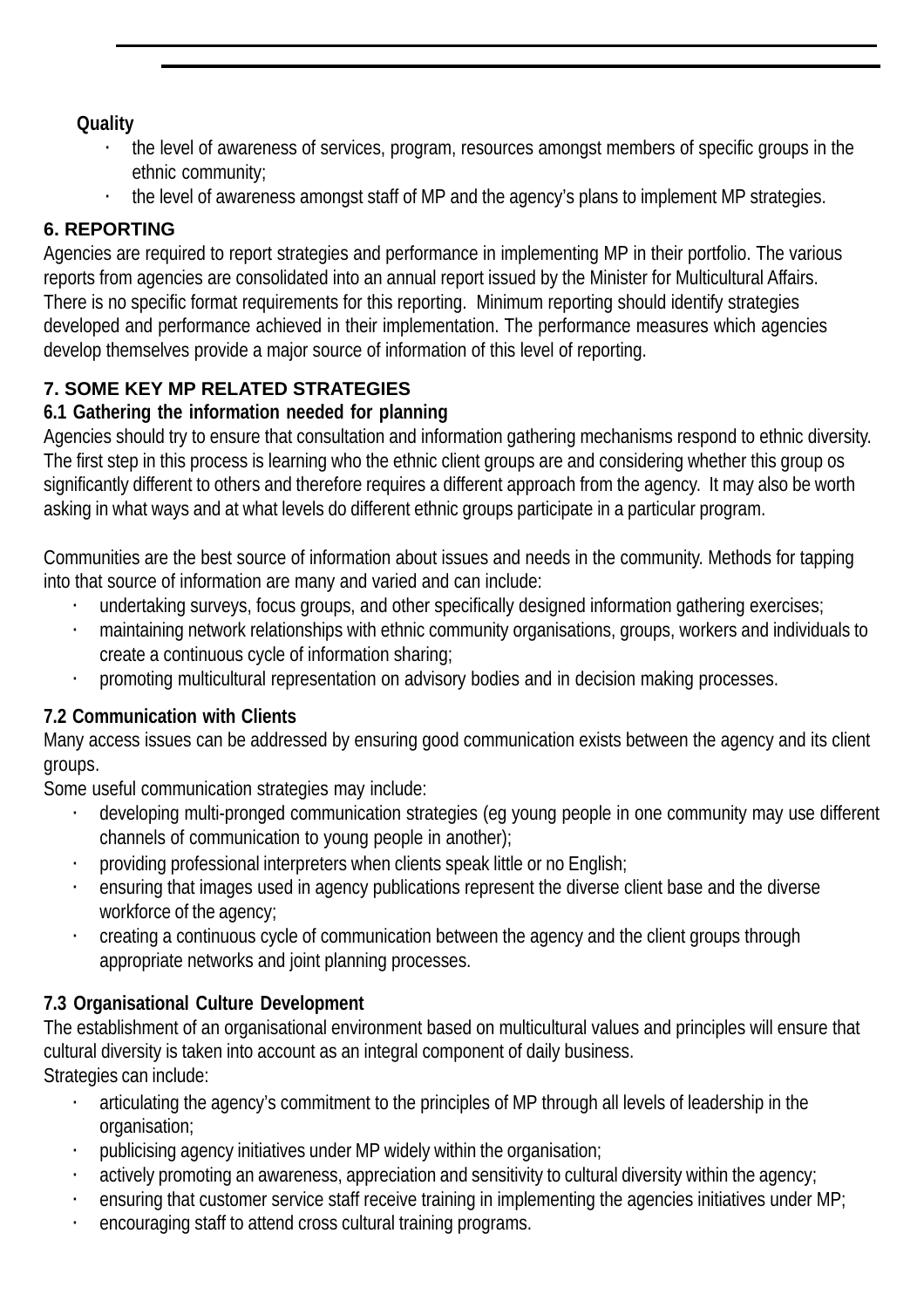**Quality**

- the level of awareness of services, program, resources amongst members of specific groups in the ethnic community;
- the level of awareness amongst staff of MP and the agency's plans to implement MP strategies.

## 6. REPORTING

Agencies are required to report strategies and performance in implementing MP in their portfolio. The various reports from agencies are consolidated into an annual report issued by the Minister for Multicultural Affairs. There is no specific format requirements for this reporting. Minimum reporting should identify strategies developed and performance achieved in their implementation. The performance measures which agencies develop themselves provide a major source of information of this level of reporting.

## 7. SOME KEY MP RELATED STRATEGIES

### 6.1 Gathering the information needed for planning

Agencies should try to ensure that consultation and information gathering mechanisms respond to ethnic diversity. The first step in this process is learning who the ethnic client groups are and considering whether this group os significantly different to others and therefore requires a different approach from the agency. It may also be worth asking in what ways and at what levels do different ethnic groups participate in a particular program.

Communities are the best source of information about issues and needs in the community. Methods for tapping into that source of information are many and varied and can include:

- undertaking surveys, focus groups, and other specifically designed information gathering exercises;
- maintaining network relationships with ethnic community organisations, groups, workers and individuals to create a continuous cycle of information sharing;
- promoting multicultural representation on advisory bodies and in decision making processes.

### 7.2 Communication with Clients

Many access issues can be addressed by ensuring good communication exists between the agency and its client groups.
Some useful communication strategies may include:

- developing multi-pronged communication strategies (eg young people in one community may use different channels of communication to young people in another);
- providing professional interpreters when clients speak little or no English;
- ensuring that images used in agency publications represent the diverse client base and the diverse workforce of the agency;
- creating a continuous cycle of communication between the agency and the client groups through appropriate networks and joint planning processes.

### 7.3 Organisational Culture Development

The establishment of an organisational environment based on multicultural values and principles will ensure that cultural diversity is taken into account as an integral component of daily business.
Strategies can include:

- articulating the agency's commitment to the principles of MP through all levels of leadership in the organisation;
- publicising agency initiatives under MP widely within the organisation;
- actively promoting an awareness, appreciation and sensitivity to cultural diversity within the agency;
- ensuring that customer service staff receive training in implementing the agencies initiatives under MP;
- encouraging staff to attend cross cultural training programs.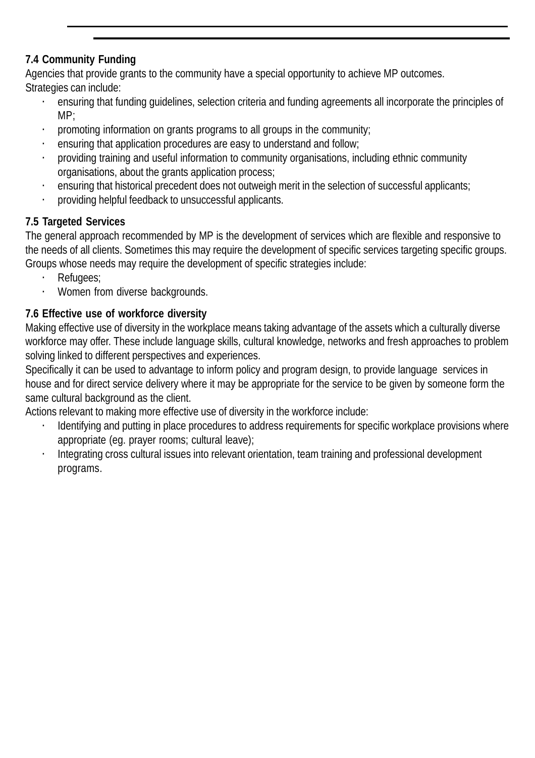**7.4 Community Funding**

Agencies that provide grants to the community have a special opportunity to achieve MP outcomes.
Strategies can include:

- ensuring that funding guidelines, selection criteria and funding agreements all incorporate the principles of MP;
- promoting information on grants programs to all groups in the community;
- ensuring that application procedures are easy to understand and follow;
- providing training and useful information to community organisations, including ethnic community organisations, about the grants application process;
- ensuring that historical precedent does not outweigh merit in the selection of successful applicants;
- providing helpful feedback to unsuccessful applicants.

**7.5 Targeted Services**

The general approach recommended by MP is the development of services which are flexible and responsive to the needs of all clients. Sometimes this may require the development of specific services targeting specific groups. Groups whose needs may require the development of specific strategies include:

- Refugees;
- Women from diverse backgrounds.

**7.6 Effective use of workforce diversity**

Making effective use of diversity in the workplace means taking advantage of the assets which a culturally diverse workforce may offer. These include language skills, cultural knowledge, networks and fresh approaches to problem solving linked to different perspectives and experiences.

Specifically it can be used to advantage to inform policy and program design, to provide language services in house and for direct service delivery where it may be appropriate for the service to be given by someone form the same cultural background as the client.

Actions relevant to making more effective use of diversity in the workforce include:

- Identifying and putting in place procedures to address requirements for specific workplace provisions where appropriate (eg. prayer rooms; cultural leave);
- Integrating cross cultural issues into relevant orientation, team training and professional development programs.